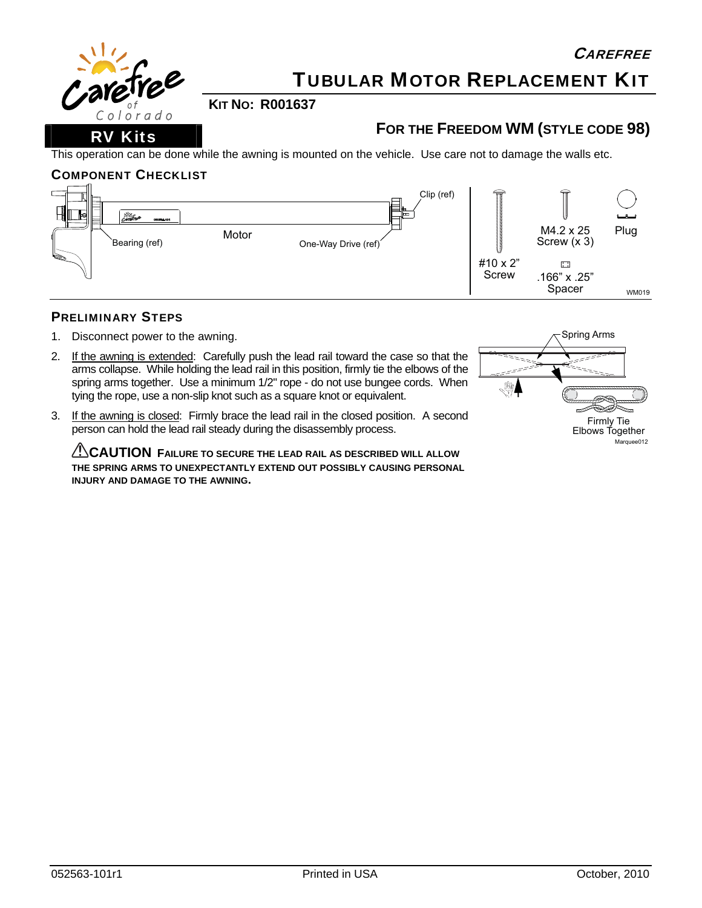# CAREFREE

# TUBULAR MOTOR REPLACEMENT KIT

**KIT NO: R001637**

**RV Kits**

## FOR THE FREEDOM WM (STYLE CODE 98)

This operation can be done while the awning is mounted on the vehicle. Use care not to damage the walls etc.

### COMPONENT CHECKLIST

Clip (ref)
Bearing (ref)
Motor
One-Way Drive (ref)
#10 x 2" Screw
M4.2 x 25 Screw (x 3)
.166" x .25" Spacer
Plug
WM019

### PRELIMINARY STEPS

1. Disconnect power to the awning.
2. If the awning is extended: Carefully push the lead rail toward the case so that the arms collapse. While holding the lead rail in this position, firmly tie the elbows of the spring arms together. Use a minimum 1/2" rope - do not use bungee cords. When tying the rope, use a non-slip knot such as a square knot or equivalent.
3. If the awning is closed: Firmly brace the lead rail in the closed position. A second person can hold the lead rail steady during the disassembly process.

Spring Arms
Firmly Tie Elbows Together
Marquee012

⚠**CAUTION** **FAILURE TO SECURE THE LEAD RAIL AS DESCRIBED WILL ALLOW THE SPRING ARMS TO UNEXPECTANTLY EXTEND OUT POSSIBLY CAUSING PERSONAL INJURY AND DAMAGE TO THE AWNING.**

052563-101r1 | Printed in USA | October, 2010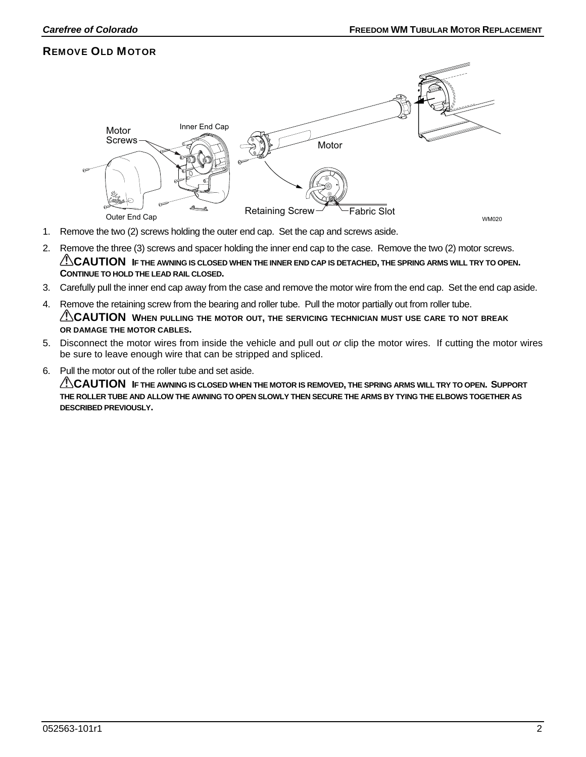## REMOVE OLD MOTOR

1. Remove the two (2) screws holding the outer end cap. Set the cap and screws aside.
2. Remove the three (3) screws and spacer holding the inner end cap to the case. Remove the two (2) motor screws.

   ⚠**CAUTION** **IF THE AWNING IS CLOSED WHEN THE INNER END CAP IS DETACHED, THE SPRING ARMS WILL TRY TO OPEN. CONTINUE TO HOLD THE LEAD RAIL CLOSED.**
3. Carefully pull the inner end cap away from the case and remove the motor wire from the end cap. Set the end cap aside.
4. Remove the retaining screw from the bearing and roller tube. Pull the motor partially out from roller tube.

   ⚠**CAUTION** **WHEN PULLING THE MOTOR OUT, THE SERVICING TECHNICIAN MUST USE CARE TO NOT BREAK OR DAMAGE THE MOTOR CABLES.**
5. Disconnect the motor wires from inside the vehicle and pull out *or* clip the motor wires. If cutting the motor wires be sure to leave enough wire that can be stripped and spliced.
6. Pull the motor out of the roller tube and set aside.

   ⚠**CAUTION** **IF THE AWNING IS CLOSED WHEN THE MOTOR IS REMOVED, THE SPRING ARMS WILL TRY TO OPEN. SUPPORT THE ROLLER TUBE AND ALLOW THE AWNING TO OPEN SLOWLY THEN SECURE THE ARMS BY TYING THE ELBOWS TOGETHER AS DESCRIBED PREVIOUSLY.**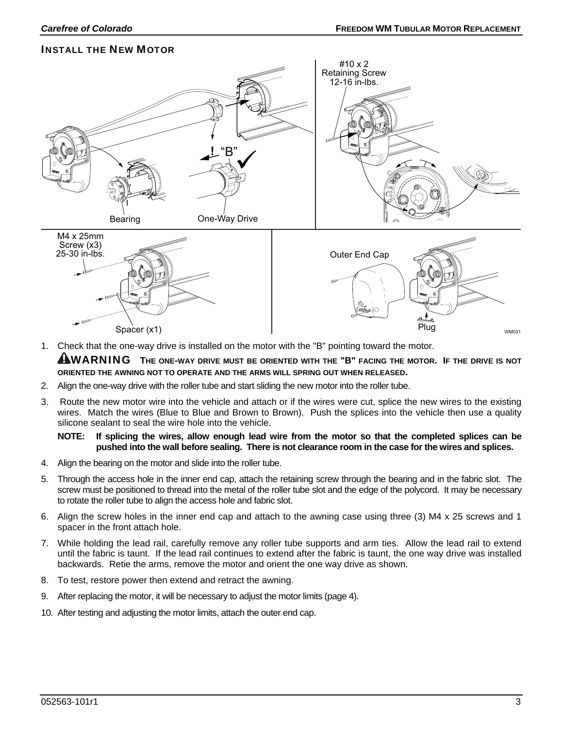## INSTALL THE NEW MOTOR

#10 x 2 Retaining Screw 12-16 in-lbs.

"B"

Bearing

One-Way Drive

M4 x 25mm Screw (x3) 25-30 in-lbs.

Spacer (x1)

Outer End Cap

Plug

WM031

1. Check that the one-way drive is installed on the motor with the "B" pointing toward the motor.

   **⚠WARNING THE ONE-WAY DRIVE MUST BE ORIENTED WITH THE "B" FACING THE MOTOR. IF THE DRIVE IS NOT ORIENTED THE AWNING NOT TO OPERATE AND THE ARMS WILL SPRING OUT WHEN RELEASED.**

2. Align the one-way drive with the roller tube and start sliding the new motor into the roller tube.
3. Route the new motor wire into the vehicle and attach or if the wires were cut, splice the new wires to the existing wires. Match the wires (Blue to Blue and Brown to Brown). Push the splices into the vehicle then use a quality silicone sealant to seal the wire hole into the vehicle.

   **NOTE: If splicing the wires, allow enough lead wire from the motor so that the completed splices can be pushed into the wall before sealing. There is not clearance room in the case for the wires and splices.**

4. Align the bearing on the motor and slide into the roller tube.
5. Through the access hole in the inner end cap, attach the retaining screw through the bearing and in the fabric slot. The screw must be positioned to thread into the metal of the roller tube slot and the edge of the polycord. It may be necessary to rotate the roller tube to align the access hole and fabric slot.
6. Align the screw holes in the inner end cap and attach to the awning case using three (3) M4 x 25 screws and 1 spacer in the front attach hole.
7. While holding the lead rail, carefully remove any roller tube supports and arm ties. Allow the lead rail to extend until the fabric is taunt. If the lead rail continues to extend after the fabric is taunt, the one way drive was installed backwards. Retie the arms, remove the motor and orient the one way drive as shown.
8. To test, restore power then extend and retract the awning.
9. After replacing the motor, it will be necessary to adjust the motor limits (page 4).
10. After testing and adjusting the motor limits, attach the outer end cap.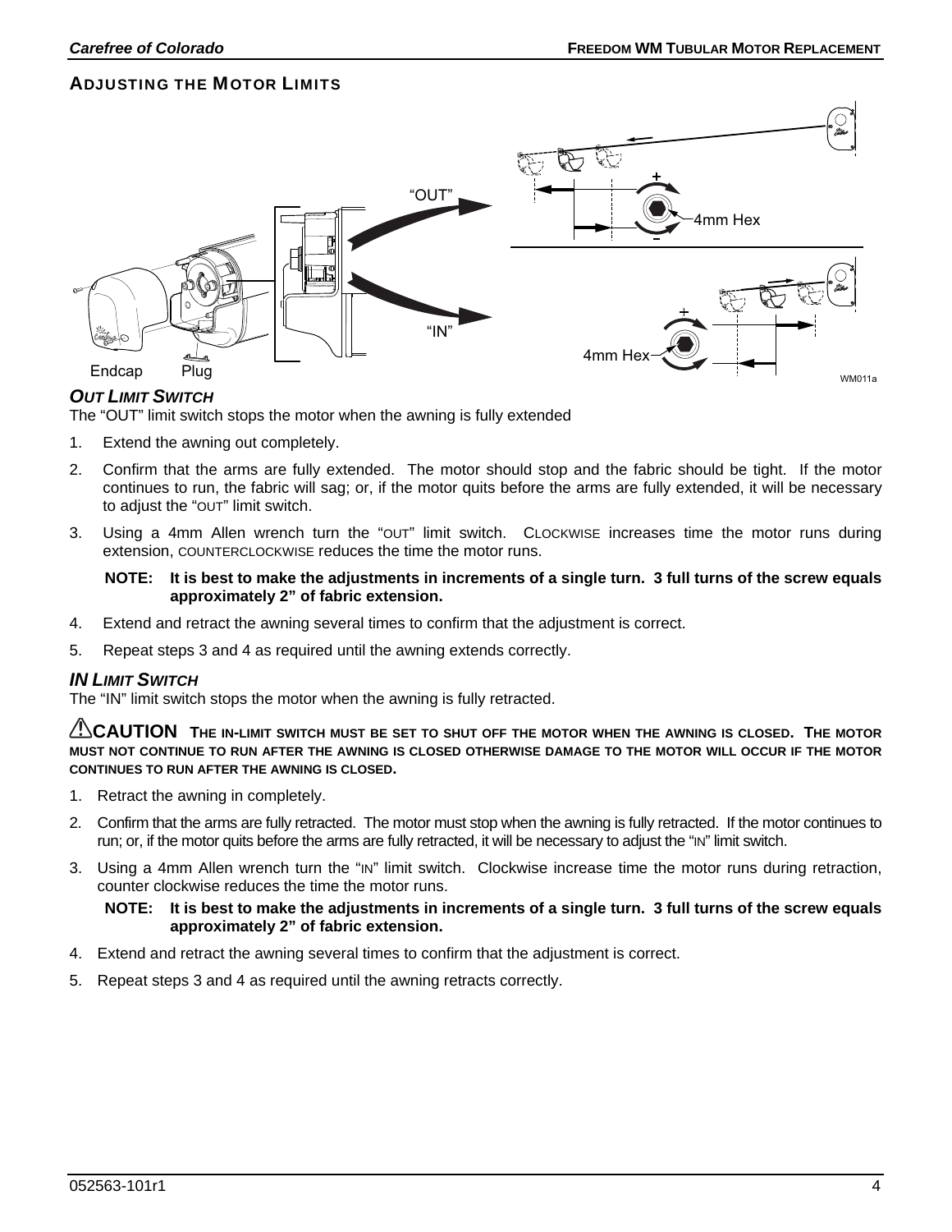## ADJUSTING THE MOTOR LIMITS

"OUT"

"IN"

4mm Hex

4mm Hex

Endcap

Plug

WM011a

### *OUT LIMIT SWITCH*

The "OUT" limit switch stops the motor when the awning is fully extended

1. Extend the awning out completely.
2. Confirm that the arms are fully extended. The motor should stop and the fabric should be tight. If the motor continues to run, the fabric will sag; or, if the motor quits before the arms are fully extended, it will be necessary to adjust the "OUT" limit switch.
3. Using a 4mm Allen wrench turn the "OUT" limit switch. CLOCKWISE increases time the motor runs during extension, COUNTERCLOCKWISE reduces the time the motor runs.

   **NOTE: It is best to make the adjustments in increments of a single turn. 3 full turns of the screw equals approximately 2" of fabric extension.**

4. Extend and retract the awning several times to confirm that the adjustment is correct.
5. Repeat steps 3 and 4 as required until the awning extends correctly.

### *IN LIMIT SWITCH*

The "IN" limit switch stops the motor when the awning is fully retracted.

⚠**CAUTION THE IN-LIMIT SWITCH MUST BE SET TO SHUT OFF THE MOTOR WHEN THE AWNING IS CLOSED. THE MOTOR MUST NOT CONTINUE TO RUN AFTER THE AWNING IS CLOSED OTHERWISE DAMAGE TO THE MOTOR WILL OCCUR IF THE MOTOR CONTINUES TO RUN AFTER THE AWNING IS CLOSED.**

1. Retract the awning in completely.
2. Confirm that the arms are fully retracted. The motor must stop when the awning is fully retracted. If the motor continues to run; or, if the motor quits before the arms are fully retracted, it will be necessary to adjust the "IN" limit switch.
3. Using a 4mm Allen wrench turn the "IN" limit switch. Clockwise increase time the motor runs during retraction, counter clockwise reduces the time the motor runs.

   **NOTE: It is best to make the adjustments in increments of a single turn. 3 full turns of the screw equals approximately 2" of fabric extension.**

4. Extend and retract the awning several times to confirm that the adjustment is correct.
5. Repeat steps 3 and 4 as required until the awning retracts correctly.